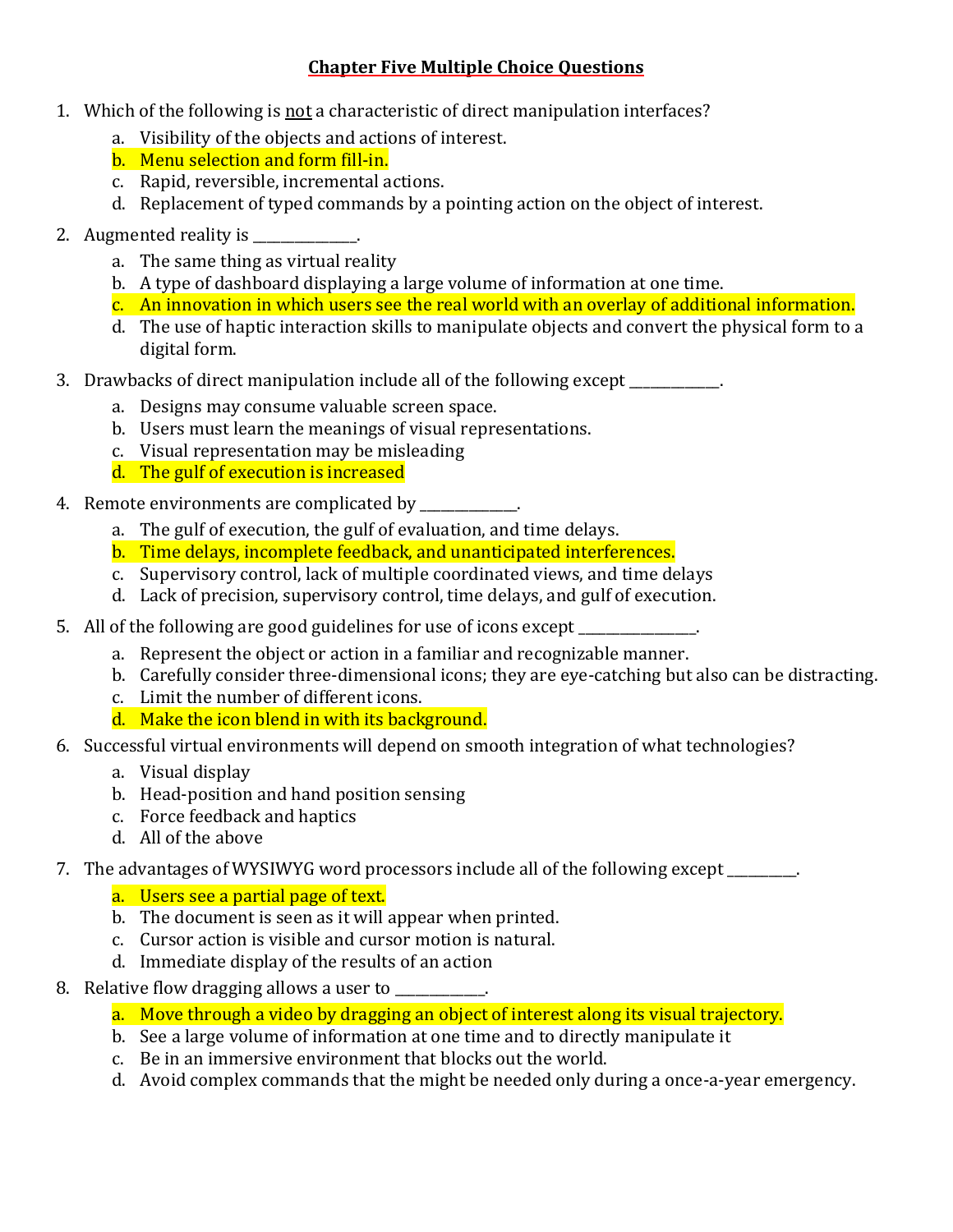# Chapter Five Multiple Choice Questions

1. Which of the following is not a characteristic of direct manipulation interfaces?
   a. Visibility of the objects and actions of interest.
   b. Menu selection and form fill-in.
   c. Rapid, reversible, incremental actions.
   d. Replacement of typed commands by a pointing action on the object of interest.

2. Augmented reality is ______________.
   a. The same thing as virtual reality
   b. A type of dashboard displaying a large volume of information at one time.
   c. An innovation in which users see the real world with an overlay of additional information.
   d. The use of haptic interaction skills to manipulate objects and convert the physical form to a digital form.

3. Drawbacks of direct manipulation include all of the following except ____________.
   a. Designs may consume valuable screen space.
   b. Users must learn the meanings of visual representations.
   c. Visual representation may be misleading
   d. The gulf of execution is increased

4. Remote environments are complicated by _____________.
   a. The gulf of execution, the gulf of evaluation, and time delays.
   b. Time delays, incomplete feedback, and unanticipated interferences.
   c. Supervisory control, lack of multiple coordinated views, and time delays
   d. Lack of precision, supervisory control, time delays, and gulf of execution.

5. All of the following are good guidelines for use of icons except ________________.
   a. Represent the object or action in a familiar and recognizable manner.
   b. Carefully consider three-dimensional icons; they are eye-catching but also can be distracting.
   c. Limit the number of different icons.
   d. Make the icon blend in with its background.

6. Successful virtual environments will depend on smooth integration of what technologies?
   a. Visual display
   b. Head-position and hand position sensing
   c. Force feedback and haptics
   d. All of the above

7. The advantages of WYSIWYG word processors include all of the following except _________.
   a. Users see a partial page of text.
   b. The document is seen as it will appear when printed.
   c. Cursor action is visible and cursor motion is natural.
   d. Immediate display of the results of an action

8. Relative flow dragging allows a user to ____________.
   a. Move through a video by dragging an object of interest along its visual trajectory.
   b. See a large volume of information at one time and to directly manipulate it
   c. Be in an immersive environment that blocks out the world.
   d. Avoid complex commands that the might be needed only during a once-a-year emergency.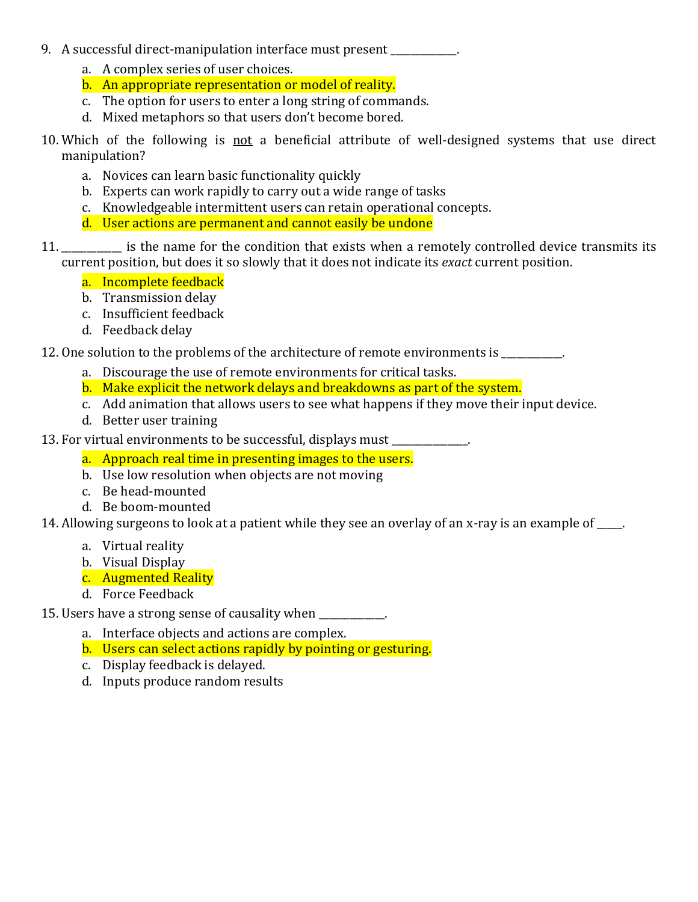9. A successful direct-manipulation interface must present ____________.
   a. A complex series of user choices.
   b. An appropriate representation or model of reality.
   c. The option for users to enter a long string of commands.
   d. Mixed metaphors so that users don't become bored.

10. Which of the following is not a beneficial attribute of well-designed systems that use direct manipulation?
    a. Novices can learn basic functionality quickly
    b. Experts can work rapidly to carry out a wide range of tasks
    c. Knowledgeable intermittent users can retain operational concepts.
    d. User actions are permanent and cannot easily be undone

11. ___________ is the name for the condition that exists when a remotely controlled device transmits its current position, but does it so slowly that it does not indicate its *exact* current position.
    a. Incomplete feedback
    b. Transmission delay
    c. Insufficient feedback
    d. Feedback delay

12. One solution to the problems of the architecture of remote environments is ___________.
    a. Discourage the use of remote environments for critical tasks.
    b. Make explicit the network delays and breakdowns as part of the system.
    c. Add animation that allows users to see what happens if they move their input device.
    d. Better user training

13. For virtual environments to be successful, displays must ______________.
    a. Approach real time in presenting images to the users.
    b. Use low resolution when objects are not moving
    c. Be head-mounted
    d. Be boom-mounted

14. Allowing surgeons to look at a patient while they see an overlay of an x-ray is an example of ____.
    a. Virtual reality
    b. Visual Display
    c. Augmented Reality
    d. Force Feedback

15. Users have a strong sense of causality when ____________.
    a. Interface objects and actions are complex.
    b. Users can select actions rapidly by pointing or gesturing.
    c. Display feedback is delayed.
    d. Inputs produce random results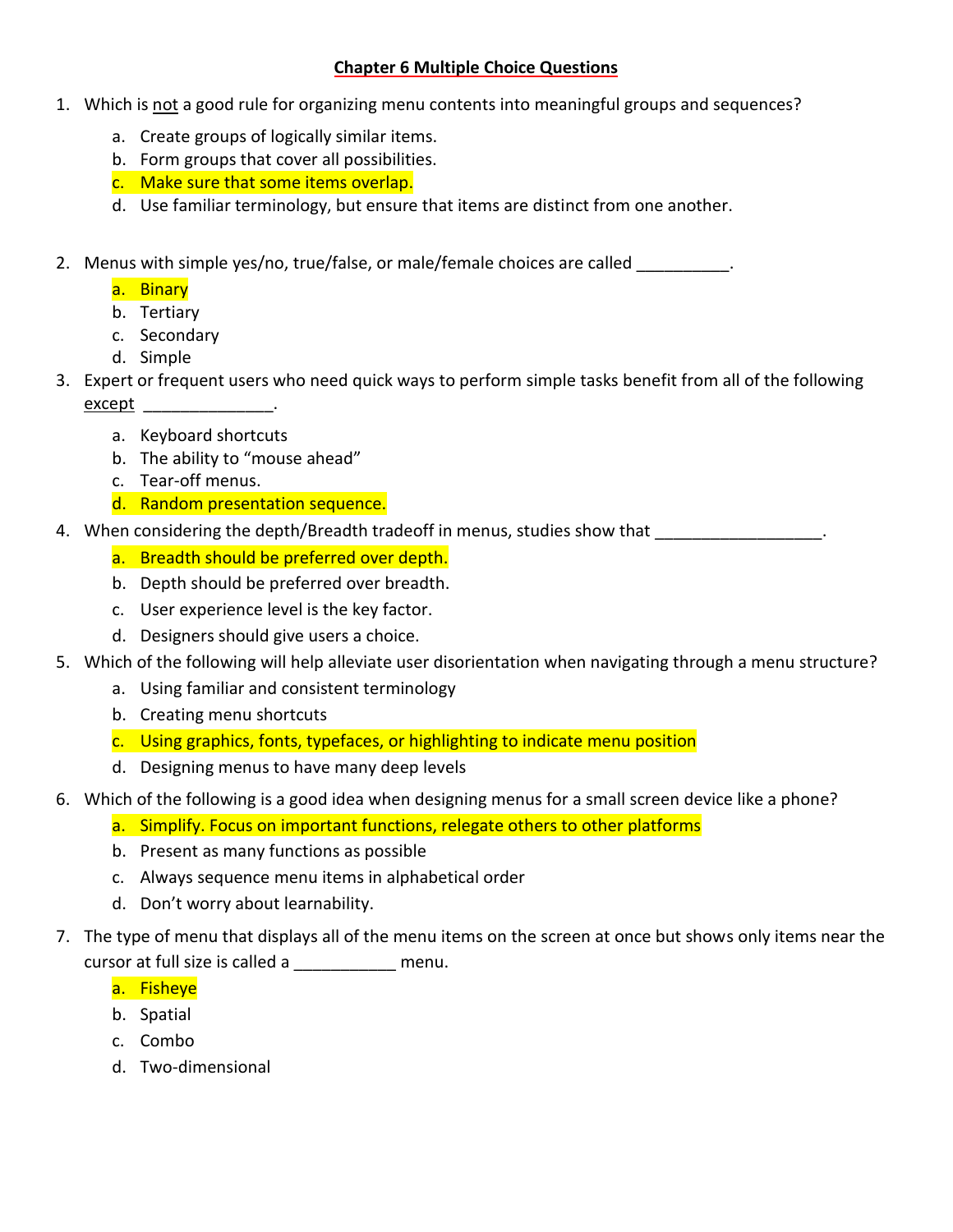## Chapter 6 Multiple Choice Questions

1. Which is not a good rule for organizing menu contents into meaningful groups and sequences?
   a. Create groups of logically similar items.
   b. Form groups that cover all possibilities.
   c. Make sure that some items overlap.
   d. Use familiar terminology, but ensure that items are distinct from one another.

2. Menus with simple yes/no, true/false, or male/female choices are called __________.
   a. Binary
   b. Tertiary
   c. Secondary
   d. Simple

3. Expert or frequent users who need quick ways to perform simple tasks benefit from all of the following except ______________.
   a. Keyboard shortcuts
   b. The ability to "mouse ahead"
   c. Tear-off menus.
   d. Random presentation sequence.

4. When considering the depth/Breadth tradeoff in menus, studies show that __________________.
   a. Breadth should be preferred over depth.
   b. Depth should be preferred over breadth.
   c. User experience level is the key factor.
   d. Designers should give users a choice.

5. Which of the following will help alleviate user disorientation when navigating through a menu structure?
   a. Using familiar and consistent terminology
   b. Creating menu shortcuts
   c. Using graphics, fonts, typefaces, or highlighting to indicate menu position
   d. Designing menus to have many deep levels

6. Which of the following is a good idea when designing menus for a small screen device like a phone?
   a. Simplify. Focus on important functions, relegate others to other platforms
   b. Present as many functions as possible
   c. Always sequence menu items in alphabetical order
   d. Don't worry about learnability.

7. The type of menu that displays all of the menu items on the screen at once but shows only items near the cursor at full size is called a ___________ menu.
   a. Fisheye
   b. Spatial
   c. Combo
   d. Two-dimensional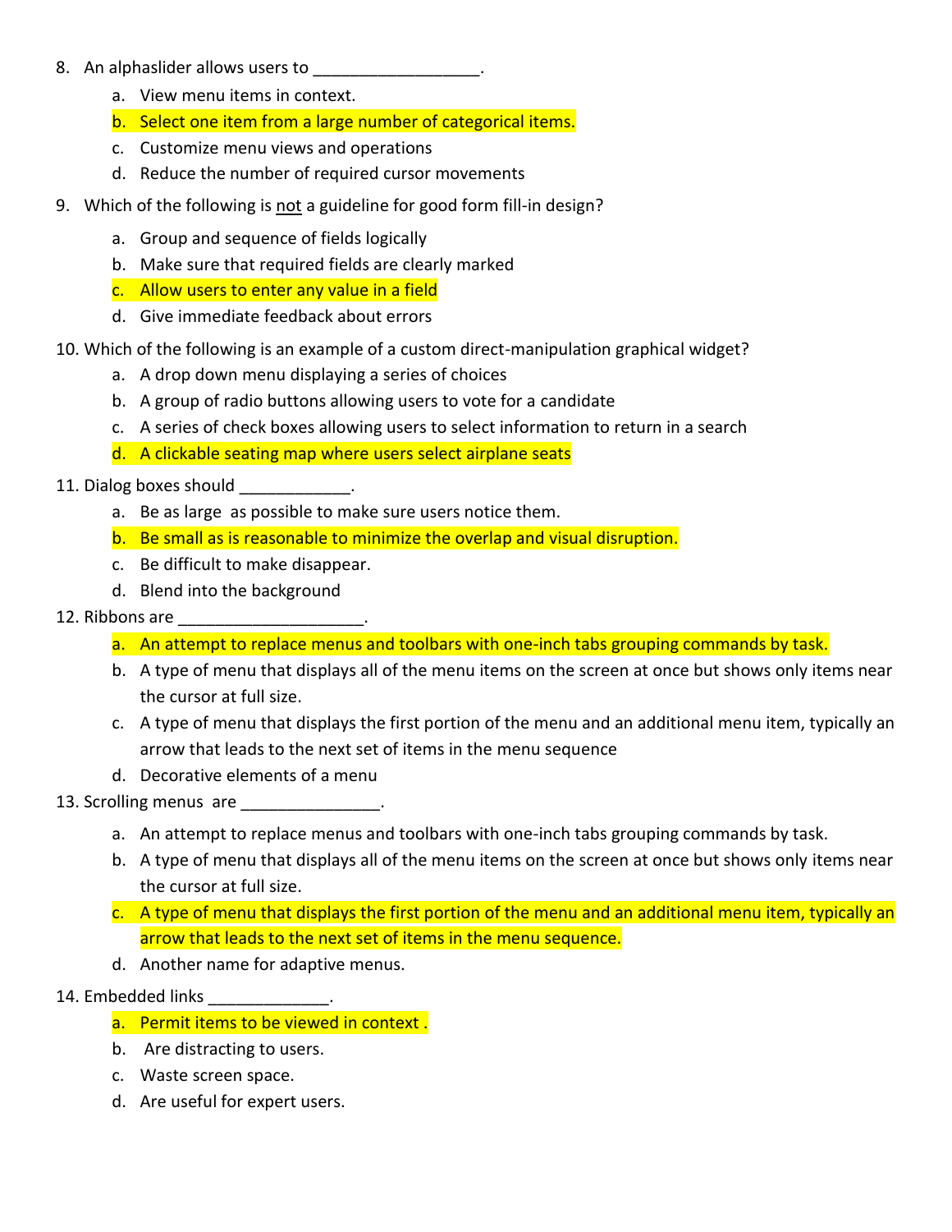8. An alphaslider allows users to __________________.
   a. View menu items in context.
   b. Select one item from a large number of categorical items.
   c. Customize menu views and operations
   d. Reduce the number of required cursor movements

9. Which of the following is not a guideline for good form fill-in design?
   a. Group and sequence of fields logically
   b. Make sure that required fields are clearly marked
   c. Allow users to enter any value in a field
   d. Give immediate feedback about errors

10. Which of the following is an example of a custom direct-manipulation graphical widget?
    a. A drop down menu displaying a series of choices
    b. A group of radio buttons allowing users to vote for a candidate
    c. A series of check boxes allowing users to select information to return in a search
    d. A clickable seating map where users select airplane seats

11. Dialog boxes should ____________.
    a. Be as large as possible to make sure users notice them.
    b. Be small as is reasonable to minimize the overlap and visual disruption.
    c. Be difficult to make disappear.
    d. Blend into the background

12. Ribbons are ____________________.
    a. An attempt to replace menus and toolbars with one-inch tabs grouping commands by task.
    b. A type of menu that displays all of the menu items on the screen at once but shows only items near the cursor at full size.
    c. A type of menu that displays the first portion of the menu and an additional menu item, typically an arrow that leads to the next set of items in the menu sequence
    d. Decorative elements of a menu

13. Scrolling menus are _______________.
    a. An attempt to replace menus and toolbars with one-inch tabs grouping commands by task.
    b. A type of menu that displays all of the menu items on the screen at once but shows only items near the cursor at full size.
    c. A type of menu that displays the first portion of the menu and an additional menu item, typically an arrow that leads to the next set of items in the menu sequence.
    d. Another name for adaptive menus.

14. Embedded links _____________.
    a. Permit items to be viewed in context .
    b. Are distracting to users.
    c. Waste screen space.
    d. Are useful for expert users.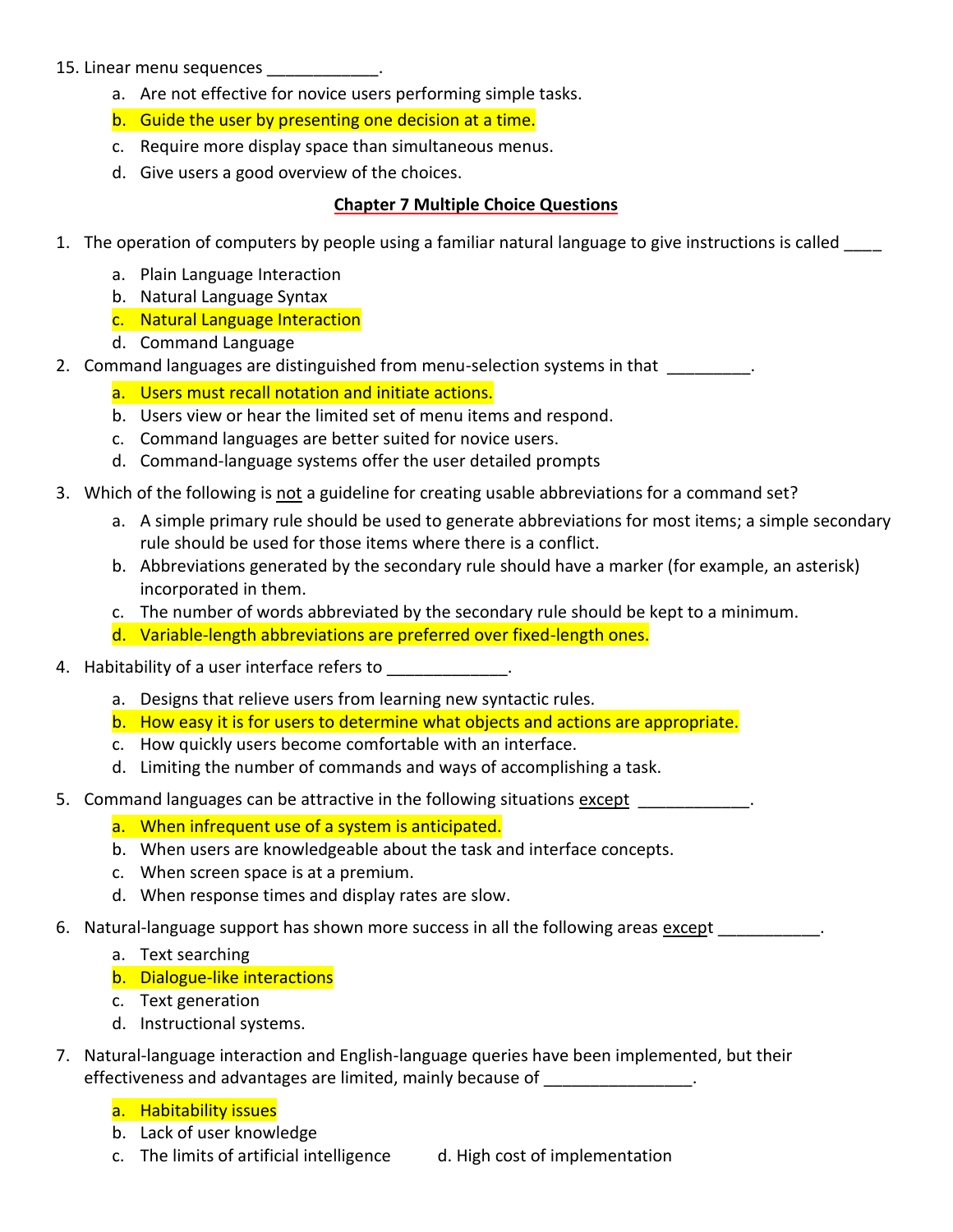15. Linear menu sequences ____________.
    a. Are not effective for novice users performing simple tasks.
    b. Guide the user by presenting one decision at a time.
    c. Require more display space than simultaneous menus.
    d. Give users a good overview of the choices.

## Chapter 7 Multiple Choice Questions

1. The operation of computers by people using a familiar natural language to give instructions is called ____
    a. Plain Language Interaction
    b. Natural Language Syntax
    c. Natural Language Interaction
    d. Command Language
2. Command languages are distinguished from menu-selection systems in that _________.
    a. Users must recall notation and initiate actions.
    b. Users view or hear the limited set of menu items and respond.
    c. Command languages are better suited for novice users.
    d. Command-language systems offer the user detailed prompts
3. Which of the following is not a guideline for creating usable abbreviations for a command set?
    a. A simple primary rule should be used to generate abbreviations for most items; a simple secondary rule should be used for those items where there is a conflict.
    b. Abbreviations generated by the secondary rule should have a marker (for example, an asterisk) incorporated in them.
    c. The number of words abbreviated by the secondary rule should be kept to a minimum.
    d. Variable-length abbreviations are preferred over fixed-length ones.
4. Habitability of a user interface refers to _____________.
    a. Designs that relieve users from learning new syntactic rules.
    b. How easy it is for users to determine what objects and actions are appropriate.
    c. How quickly users become comfortable with an interface.
    d. Limiting the number of commands and ways of accomplishing a task.
5. Command languages can be attractive in the following situations except ____________.
    a. When infrequent use of a system is anticipated.
    b. When users are knowledgeable about the task and interface concepts.
    c. When screen space is at a premium.
    d. When response times and display rates are slow.
6. Natural-language support has shown more success in all the following areas except ___________.
    a. Text searching
    b. Dialogue-like interactions
    c. Text generation
    d. Instructional systems.
7. Natural-language interaction and English-language queries have been implemented, but their effectiveness and advantages are limited, mainly because of ________________.
    a. Habitability issues
    b. Lack of user knowledge
    c. The limits of artificial intelligence
    d. High cost of implementation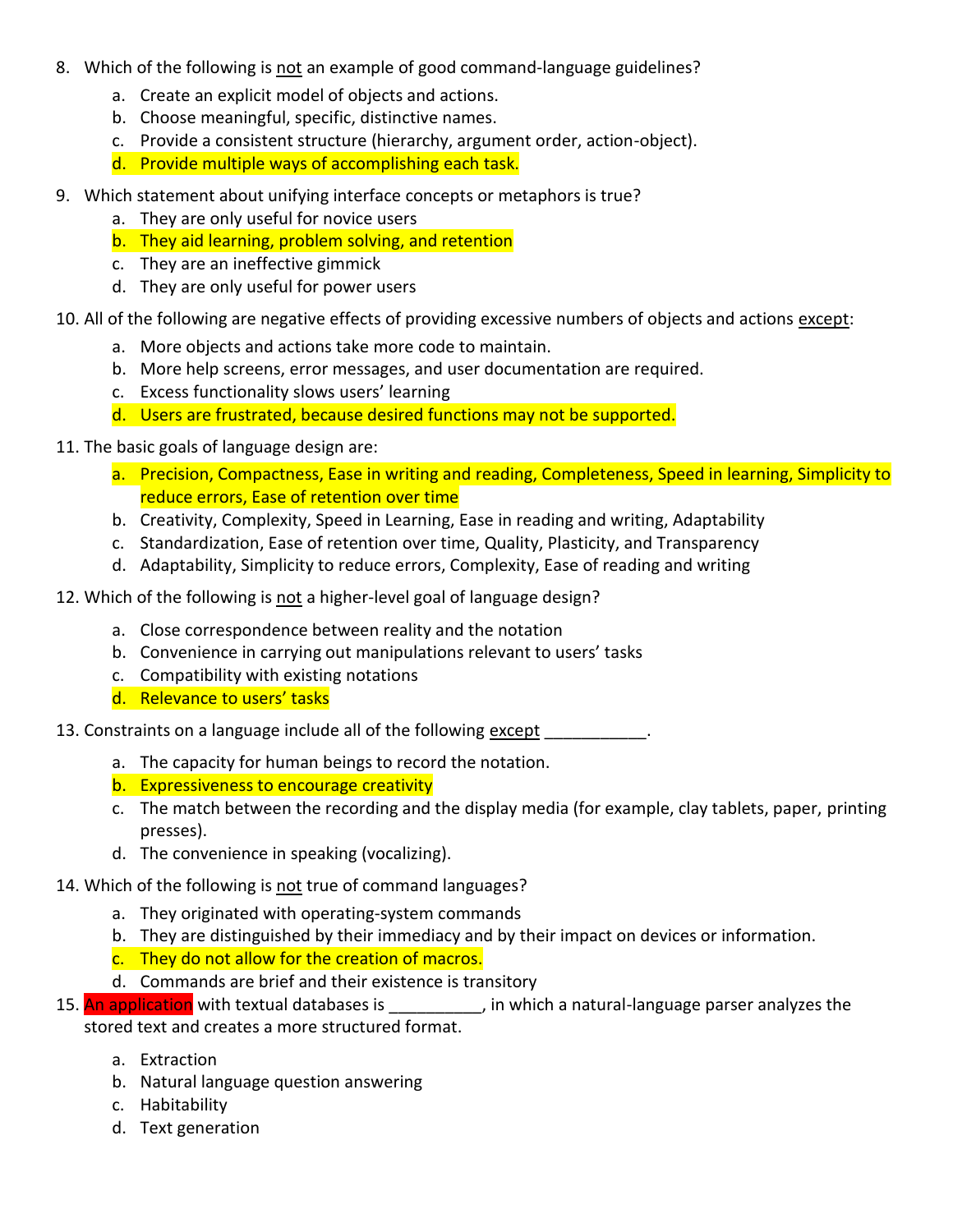8. Which of the following is not an example of good command-language guidelines?
   a. Create an explicit model of objects and actions.
   b. Choose meaningful, specific, distinctive names.
   c. Provide a consistent structure (hierarchy, argument order, action-object).
   d. Provide multiple ways of accomplishing each task.

9. Which statement about unifying interface concepts or metaphors is true?
   a. They are only useful for novice users
   b. They aid learning, problem solving, and retention
   c. They are an ineffective gimmick
   d. They are only useful for power users

10. All of the following are negative effects of providing excessive numbers of objects and actions except:
    a. More objects and actions take more code to maintain.
    b. More help screens, error messages, and user documentation are required.
    c. Excess functionality slows users' learning
    d. Users are frustrated, because desired functions may not be supported.

11. The basic goals of language design are:
    a. Precision, Compactness, Ease in writing and reading, Completeness, Speed in learning, Simplicity to reduce errors, Ease of retention over time
    b. Creativity, Complexity, Speed in Learning, Ease in reading and writing, Adaptability
    c. Standardization, Ease of retention over time, Quality, Plasticity, and Transparency
    d. Adaptability, Simplicity to reduce errors, Complexity, Ease of reading and writing

12. Which of the following is not a higher-level goal of language design?
    a. Close correspondence between reality and the notation
    b. Convenience in carrying out manipulations relevant to users' tasks
    c. Compatibility with existing notations
    d. Relevance to users' tasks

13. Constraints on a language include all of the following except ___________.
    a. The capacity for human beings to record the notation.
    b. Expressiveness to encourage creativity
    c. The match between the recording and the display media (for example, clay tablets, paper, printing presses).
    d. The convenience in speaking (vocalizing).

14. Which of the following is not true of command languages?
    a. They originated with operating-system commands
    b. They are distinguished by their immediacy and by their impact on devices or information.
    c. They do not allow for the creation of macros.
    d. Commands are brief and their existence is transitory

15. An application with textual databases is __________, in which a natural-language parser analyzes the stored text and creates a more structured format.
    a. Extraction
    b. Natural language question answering
    c. Habitability
    d. Text generation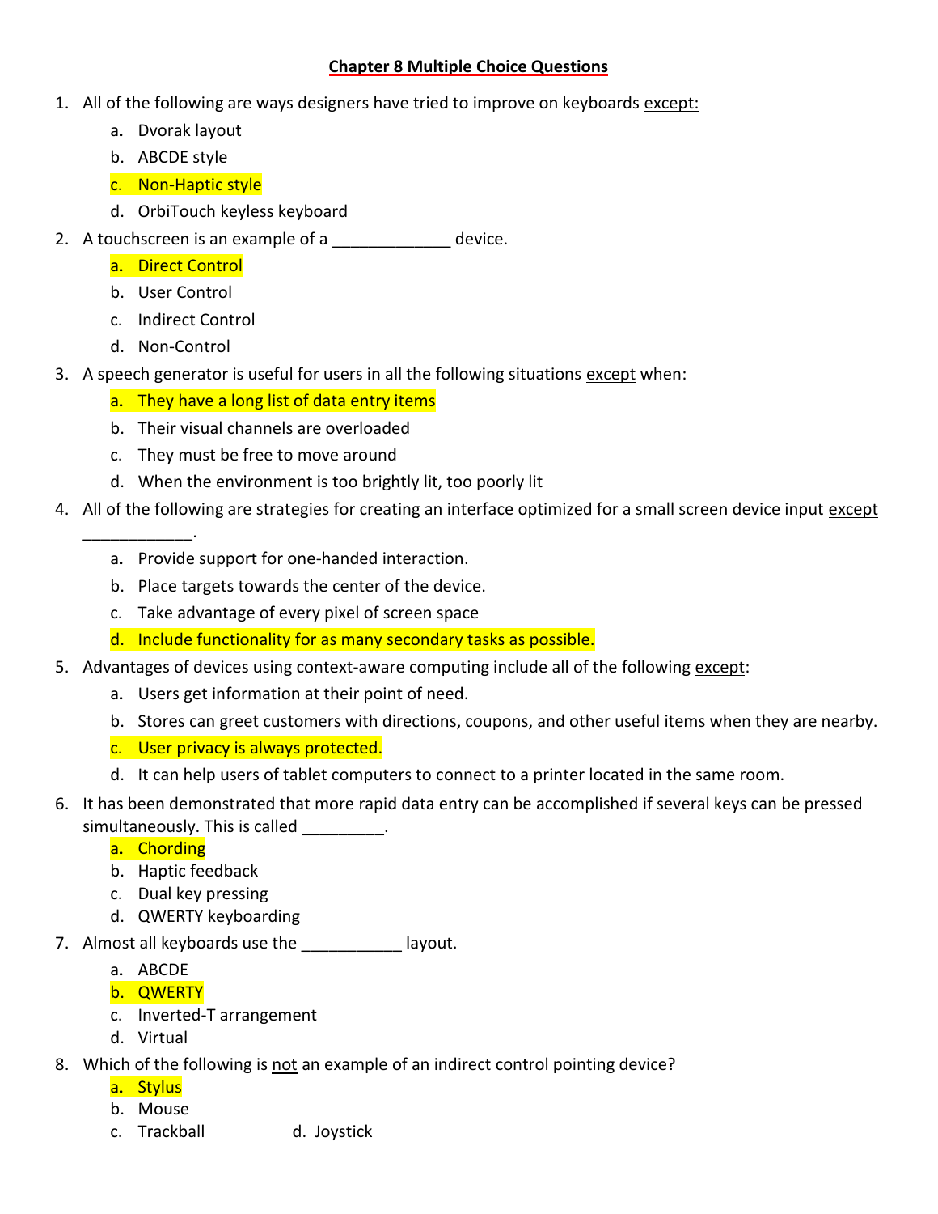# Chapter 8 Multiple Choice Questions

1. All of the following are ways designers have tried to improve on keyboards except:
   a. Dvorak layout
   b. ABCDE style
   c. Non-Haptic style
   d. OrbiTouch keyless keyboard
2. A touchscreen is an example of a _____________ device.
   a. Direct Control
   b. User Control
   c. Indirect Control
   d. Non-Control
3. A speech generator is useful for users in all the following situations except when:
   a. They have a long list of data entry items
   b. Their visual channels are overloaded
   c. They must be free to move around
   d. When the environment is too brightly lit, too poorly lit
4. All of the following are strategies for creating an interface optimized for a small screen device input except ____________.
   a. Provide support for one-handed interaction.
   b. Place targets towards the center of the device.
   c. Take advantage of every pixel of screen space
   d. Include functionality for as many secondary tasks as possible.
5. Advantages of devices using context-aware computing include all of the following except:
   a. Users get information at their point of need.
   b. Stores can greet customers with directions, coupons, and other useful items when they are nearby.
   c. User privacy is always protected.
   d. It can help users of tablet computers to connect to a printer located in the same room.
6. It has been demonstrated that more rapid data entry can be accomplished if several keys can be pressed simultaneously. This is called _________.
   a. Chording
   b. Haptic feedback
   c. Dual key pressing
   d. QWERTY keyboarding
7. Almost all keyboards use the ___________ layout.
   a. ABCDE
   b. QWERTY
   c. Inverted-T arrangement
   d. Virtual
8. Which of the following is not an example of an indirect control pointing device?
   a. Stylus
   b. Mouse
   c. Trackball
   d. Joystick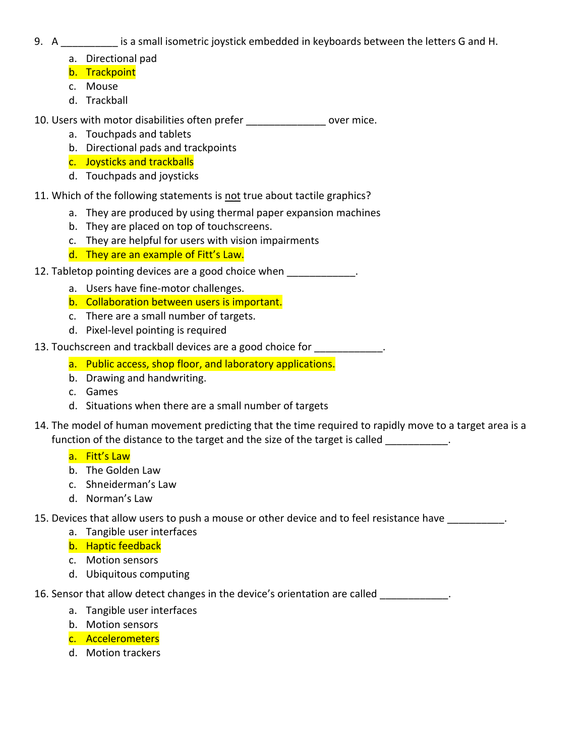9. A __________ is a small isometric joystick embedded in keyboards between the letters G and H.
   a. Directional pad
   b. Trackpoint
   c. Mouse
   d. Trackball

10. Users with motor disabilities often prefer ______________ over mice.
    a. Touchpads and tablets
    b. Directional pads and trackpoints
    c. Joysticks and trackballs
    d. Touchpads and joysticks

11. Which of the following statements is not true about tactile graphics?
    a. They are produced by using thermal paper expansion machines
    b. They are placed on top of touchscreens.
    c. They are helpful for users with vision impairments
    d. They are an example of Fitt's Law.

12. Tabletop pointing devices are a good choice when ____________.
    a. Users have fine-motor challenges.
    b. Collaboration between users is important.
    c. There are a small number of targets.
    d. Pixel-level pointing is required

13. Touchscreen and trackball devices are a good choice for ____________.
    a. Public access, shop floor, and laboratory applications.
    b. Drawing and handwriting.
    c. Games
    d. Situations when there are a small number of targets

14. The model of human movement predicting that the time required to rapidly move to a target area is a function of the distance to the target and the size of the target is called ___________.
    a. Fitt's Law
    b. The Golden Law
    c. Shneiderman's Law
    d. Norman's Law

15. Devices that allow users to push a mouse or other device and to feel resistance have __________.
    a. Tangible user interfaces
    b. Haptic feedback
    c. Motion sensors
    d. Ubiquitous computing

16. Sensor that allow detect changes in the device's orientation are called ____________.
    a. Tangible user interfaces
    b. Motion sensors
    c. Accelerometers
    d. Motion trackers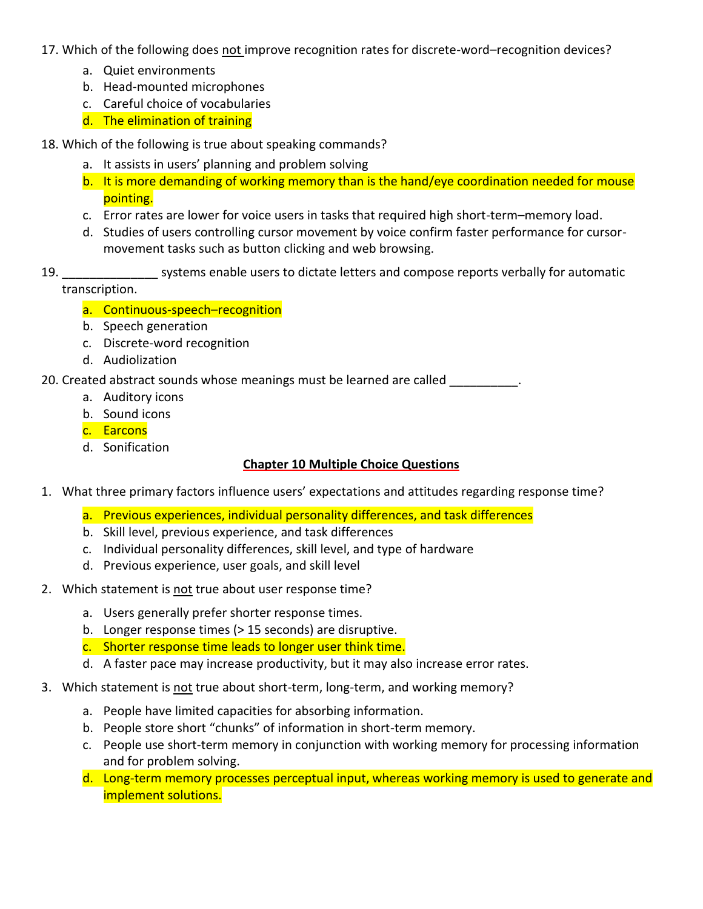17. Which of the following does not improve recognition rates for discrete-word–recognition devices?
    a. Quiet environments
    b. Head-mounted microphones
    c. Careful choice of vocabularies
    d. The elimination of training

18. Which of the following is true about speaking commands?
    a. It assists in users' planning and problem solving
    b. It is more demanding of working memory than is the hand/eye coordination needed for mouse pointing.
    c. Error rates are lower for voice users in tasks that required high short-term–memory load.
    d. Studies of users controlling cursor movement by voice confirm faster performance for cursor-movement tasks such as button clicking and web browsing.

19. ______________ systems enable users to dictate letters and compose reports verbally for automatic transcription.
    a. Continuous-speech–recognition
    b. Speech generation
    c. Discrete-word recognition
    d. Audiolization

20. Created abstract sounds whose meanings must be learned are called __________.
    a. Auditory icons
    b. Sound icons
    c. Earcons
    d. Sonification

## Chapter 10 Multiple Choice Questions

1. What three primary factors influence users' expectations and attitudes regarding response time?
    a. Previous experiences, individual personality differences, and task differences
    b. Skill level, previous experience, and task differences
    c. Individual personality differences, skill level, and type of hardware
    d. Previous experience, user goals, and skill level

2. Which statement is not true about user response time?
    a. Users generally prefer shorter response times.
    b. Longer response times (> 15 seconds) are disruptive.
    c. Shorter response time leads to longer user think time.
    d. A faster pace may increase productivity, but it may also increase error rates.

3. Which statement is not true about short-term, long-term, and working memory?
    a. People have limited capacities for absorbing information.
    b. People store short "chunks" of information in short-term memory.
    c. People use short-term memory in conjunction with working memory for processing information and for problem solving.
    d. Long-term memory processes perceptual input, whereas working memory is used to generate and implement solutions.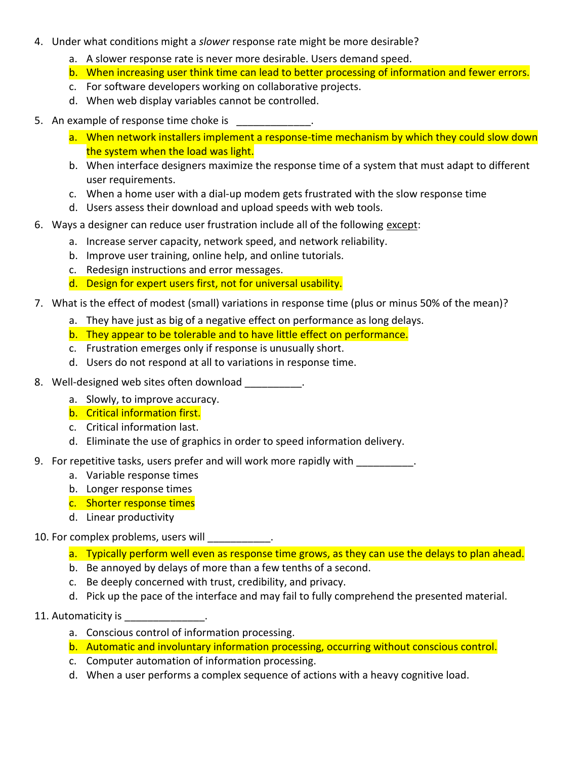4. Under what conditions might a *slower* response rate might be more desirable?
   a. A slower response rate is never more desirable. Users demand speed.
   b. **When increasing user think time can lead to better processing of information and fewer errors.**
   c. For software developers working on collaborative projects.
   d. When web display variables cannot be controlled.

5. An example of response time choke is _____________.
   a. **When network installers implement a response-time mechanism by which they could slow down the system when the load was light.**
   b. When interface designers maximize the response time of a system that must adapt to different user requirements.
   c. When a home user with a dial-up modem gets frustrated with the slow response time
   d. Users assess their download and upload speeds with web tools.

6. Ways a designer can reduce user frustration include all of the following <u>except</u>:
   a. Increase server capacity, network speed, and network reliability.
   b. Improve user training, online help, and online tutorials.
   c. Redesign instructions and error messages.
   d. **Design for expert users first, not for universal usability.**

7. What is the effect of modest (small) variations in response time (plus or minus 50% of the mean)?
   a. They have just as big of a negative effect on performance as long delays.
   b. **They appear to be tolerable and to have little effect on performance.**
   c. Frustration emerges only if response is unusually short.
   d. Users do not respond at all to variations in response time.

8. Well-designed web sites often download __________.
   a. Slowly, to improve accuracy.
   b. **Critical information first.**
   c. Critical information last.
   d. Eliminate the use of graphics in order to speed information delivery.

9. For repetitive tasks, users prefer and will work more rapidly with __________.
   a. Variable response times
   b. Longer response times
   c. **Shorter response times**
   d. Linear productivity

10. For complex problems, users will ___________.
    a. **Typically perform well even as response time grows, as they can use the delays to plan ahead.**
    b. Be annoyed by delays of more than a few tenths of a second.
    c. Be deeply concerned with trust, credibility, and privacy.
    d. Pick up the pace of the interface and may fail to fully comprehend the presented material.

11. Automaticity is ______________.
    a. Conscious control of information processing.
    b. **Automatic and involuntary information processing, occurring without conscious control.**
    c. Computer automation of information processing.
    d. When a user performs a complex sequence of actions with a heavy cognitive load.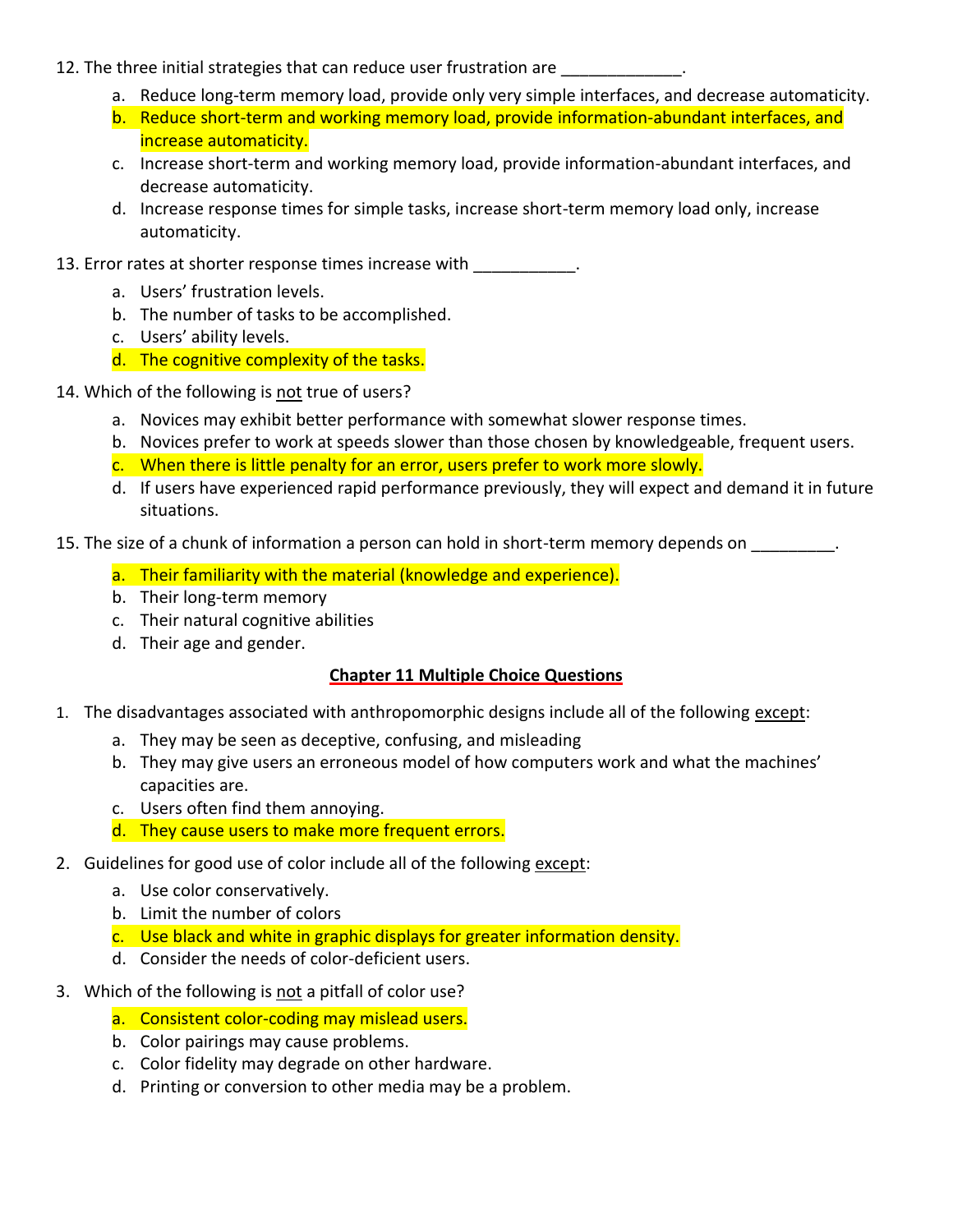12. The three initial strategies that can reduce user frustration are _____________.

    a. Reduce long-term memory load, provide only very simple interfaces, and decrease automaticity.
    b. Reduce short-term and working memory load, provide information-abundant interfaces, and increase automaticity.
    c. Increase short-term and working memory load, provide information-abundant interfaces, and decrease automaticity.
    d. Increase response times for simple tasks, increase short-term memory load only, increase automaticity.

13. Error rates at shorter response times increase with ___________.

    a. Users' frustration levels.
    b. The number of tasks to be accomplished.
    c. Users' ability levels.
    d. The cognitive complexity of the tasks.

14. Which of the following is not true of users?

    a. Novices may exhibit better performance with somewhat slower response times.
    b. Novices prefer to work at speeds slower than those chosen by knowledgeable, frequent users.
    c. When there is little penalty for an error, users prefer to work more slowly.
    d. If users have experienced rapid performance previously, they will expect and demand it in future situations.

15. The size of a chunk of information a person can hold in short-term memory depends on _________.

    a. Their familiarity with the material (knowledge and experience).
    b. Their long-term memory
    c. Their natural cognitive abilities
    d. Their age and gender.

## Chapter 11 Multiple Choice Questions

1. The disadvantages associated with anthropomorphic designs include all of the following except:

    a. They may be seen as deceptive, confusing, and misleading
    b. They may give users an erroneous model of how computers work and what the machines' capacities are.
    c. Users often find them annoying.
    d. They cause users to make more frequent errors.

2. Guidelines for good use of color include all of the following except:

    a. Use color conservatively.
    b. Limit the number of colors
    c. Use black and white in graphic displays for greater information density.
    d. Consider the needs of color-deficient users.

3. Which of the following is not a pitfall of color use?

    a. Consistent color-coding may mislead users.
    b. Color pairings may cause problems.
    c. Color fidelity may degrade on other hardware.
    d. Printing or conversion to other media may be a problem.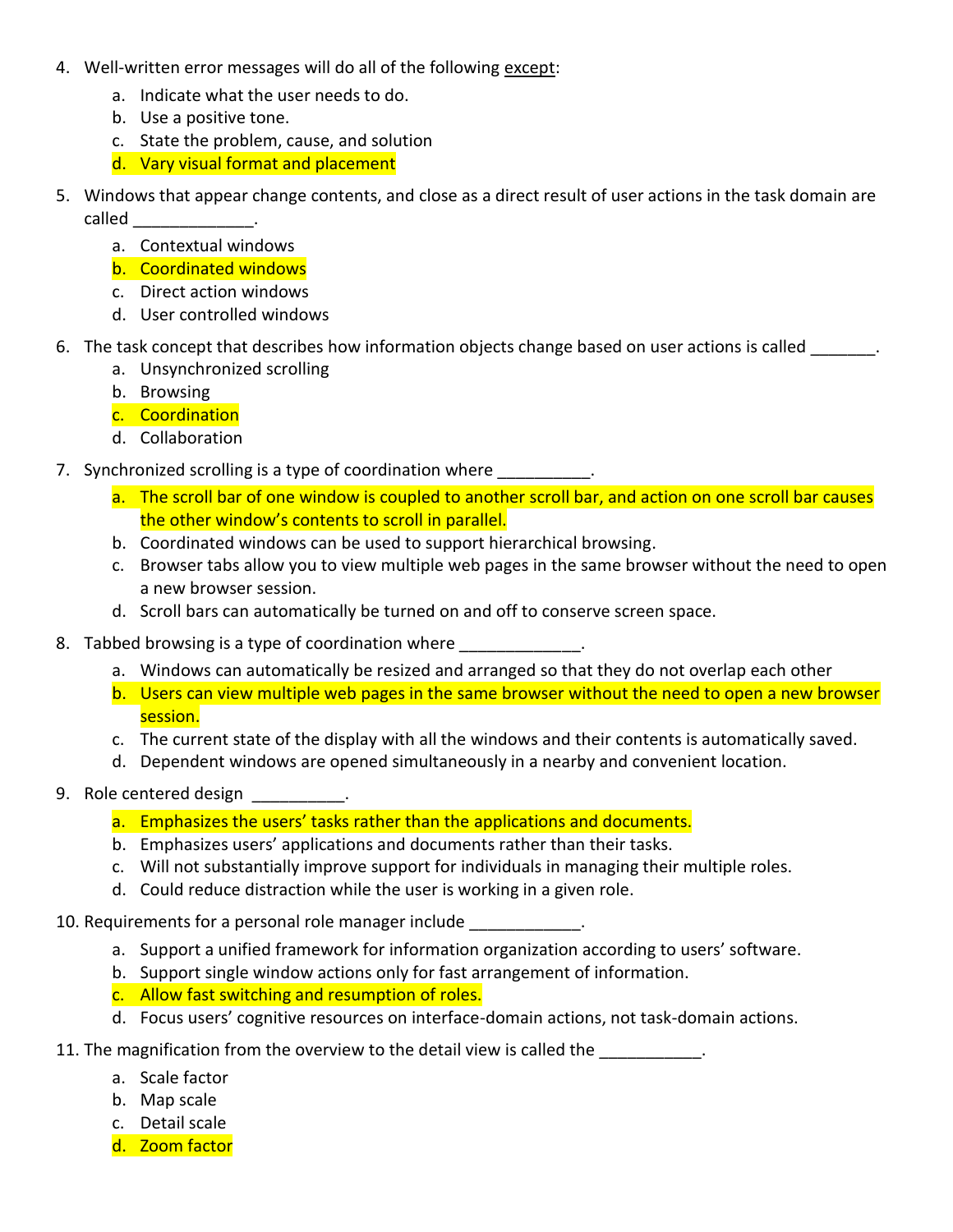4. Well-written error messages will do all of the following <u>except</u>:
    a. Indicate what the user needs to do.
    b. Use a positive tone.
    c. State the problem, cause, and solution
    d. <mark>Vary visual format and placement</mark>

5. Windows that appear change contents, and close as a direct result of user actions in the task domain are called _____________.
    a. Contextual windows
    b. <mark>Coordinated windows</mark>
    c. Direct action windows
    d. User controlled windows

6. The task concept that describes how information objects change based on user actions is called _______.
    a. Unsynchronized scrolling
    b. Browsing
    c. <mark>Coordination</mark>
    d. Collaboration

7. Synchronized scrolling is a type of coordination where __________.
    a. <mark>The scroll bar of one window is coupled to another scroll bar, and action on one scroll bar causes the other window's contents to scroll in parallel.</mark>
    b. Coordinated windows can be used to support hierarchical browsing.
    c. Browser tabs allow you to view multiple web pages in the same browser without the need to open a new browser session.
    d. Scroll bars can automatically be turned on and off to conserve screen space.

8. Tabbed browsing is a type of coordination where _____________.
    a. Windows can automatically be resized and arranged so that they do not overlap each other
    b. <mark>Users can view multiple web pages in the same browser without the need to open a new browser session.</mark>
    c. The current state of the display with all the windows and their contents is automatically saved.
    d. Dependent windows are opened simultaneously in a nearby and convenient location.

9. Role centered design __________.
    a. <mark>Emphasizes the users' tasks rather than the applications and documents.</mark>
    b. Emphasizes users' applications and documents rather than their tasks.
    c. Will not substantially improve support for individuals in managing their multiple roles.
    d. Could reduce distraction while the user is working in a given role.

10. Requirements for a personal role manager include ____________.
    a. Support a unified framework for information organization according to users' software.
    b. Support single window actions only for fast arrangement of information.
    c. <mark>Allow fast switching and resumption of roles.</mark>
    d. Focus users' cognitive resources on interface-domain actions, not task-domain actions.

11. The magnification from the overview to the detail view is called the ___________.
    a. Scale factor
    b. Map scale
    c. Detail scale
    d. <mark>Zoom factor</mark>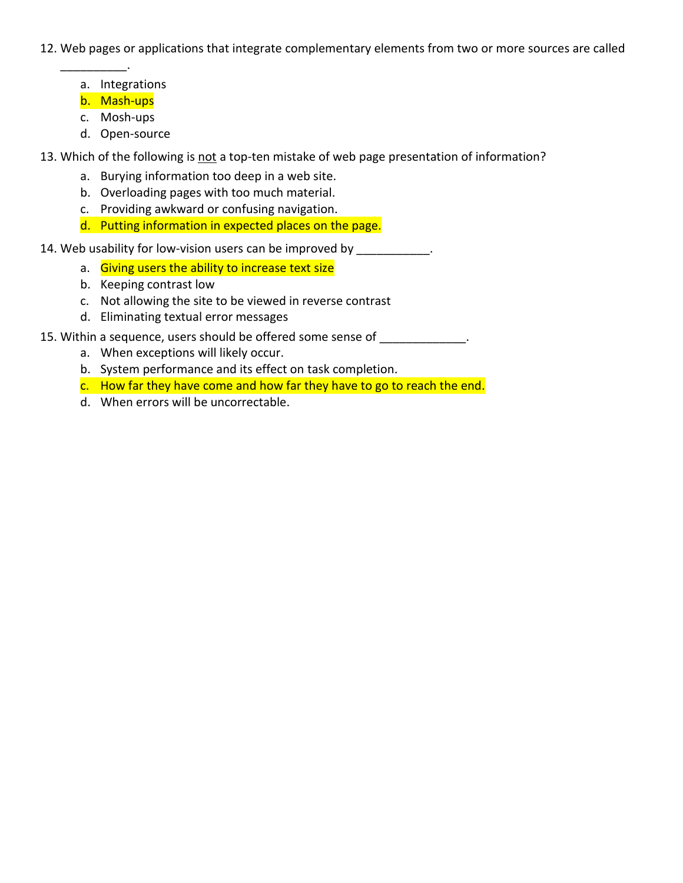12. Web pages or applications that integrate complementary elements from two or more sources are called __________.
    a. Integrations
    b. Mash-ups
    c. Mosh-ups
    d. Open-source

13. Which of the following is not a top-ten mistake of web page presentation of information?
    a. Burying information too deep in a web site.
    b. Overloading pages with too much material.
    c. Providing awkward or confusing navigation.
    d. Putting information in expected places on the page.

14. Web usability for low-vision users can be improved by ___________.
    a. Giving users the ability to increase text size
    b. Keeping contrast low
    c. Not allowing the site to be viewed in reverse contrast
    d. Eliminating textual error messages

15. Within a sequence, users should be offered some sense of _____________.
    a. When exceptions will likely occur.
    b. System performance and its effect on task completion.
    c. How far they have come and how far they have to go to reach the end.
    d. When errors will be uncorrectable.